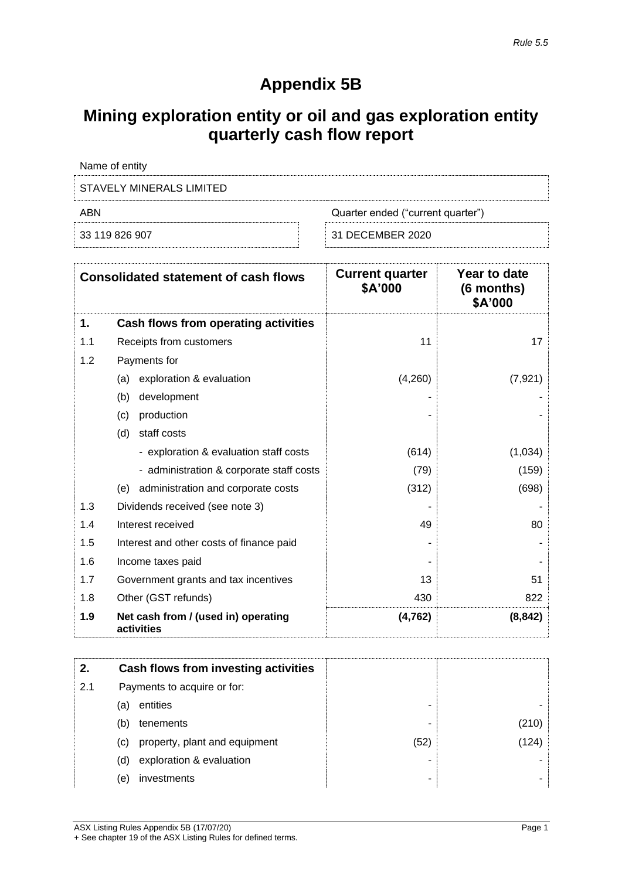*Rule 5.5*

# Appendix 5B

# Mining exploration entity or oil and gas exploration entity quarterly cash flow report

| Name of entity | |
|---|---|
| STAVELY MINERALS LIMITED | |
| **ABN** | **Quarter ended ("current quarter")** |
| 33 119 826 907 | 31 DECEMBER 2020 |

| | Consolidated statement of cash flows | Current quarter $A'000 | Year to date (6 months) $A'000 |
|---|---|---|---|
| **1.** | **Cash flows from operating activities** | | |
| 1.1 | Receipts from customers | 11 | 17 |
| 1.2 | Payments for | | |
| | (a) exploration & evaluation | (4,260) | (7,921) |
| | (b) development | - | - |
| | (c) production | - | - |
| | (d) staff costs | | |
| | - exploration & evaluation staff costs | (614) | (1,034) |
| | - administration & corporate staff costs | (79) | (159) |
| | (e) administration and corporate costs | (312) | (698) |
| 1.3 | Dividends received (see note 3) | - | - |
| 1.4 | Interest received | 49 | 80 |
| 1.5 | Interest and other costs of finance paid | - | - |
| 1.6 | Income taxes paid | - | - |
| 1.7 | Government grants and tax incentives | 13 | 51 |
| 1.8 | Other (GST refunds) | 430 | 822 |
| **1.9** | **Net cash from / (used in) operating activities** | **(4,762)** | **(8,842)** |

| | | | |
|---|---|---|---|
| **2.** | **Cash flows from investing activities** | | |
| 2.1 | Payments to acquire or for: | | |
| | (a) entities | - | - |
| | (b) tenements | - | (210) |
| | (c) property, plant and equipment | (52) | (124) |
| | (d) exploration & evaluation | - | - |
| | (e) investments | - | - |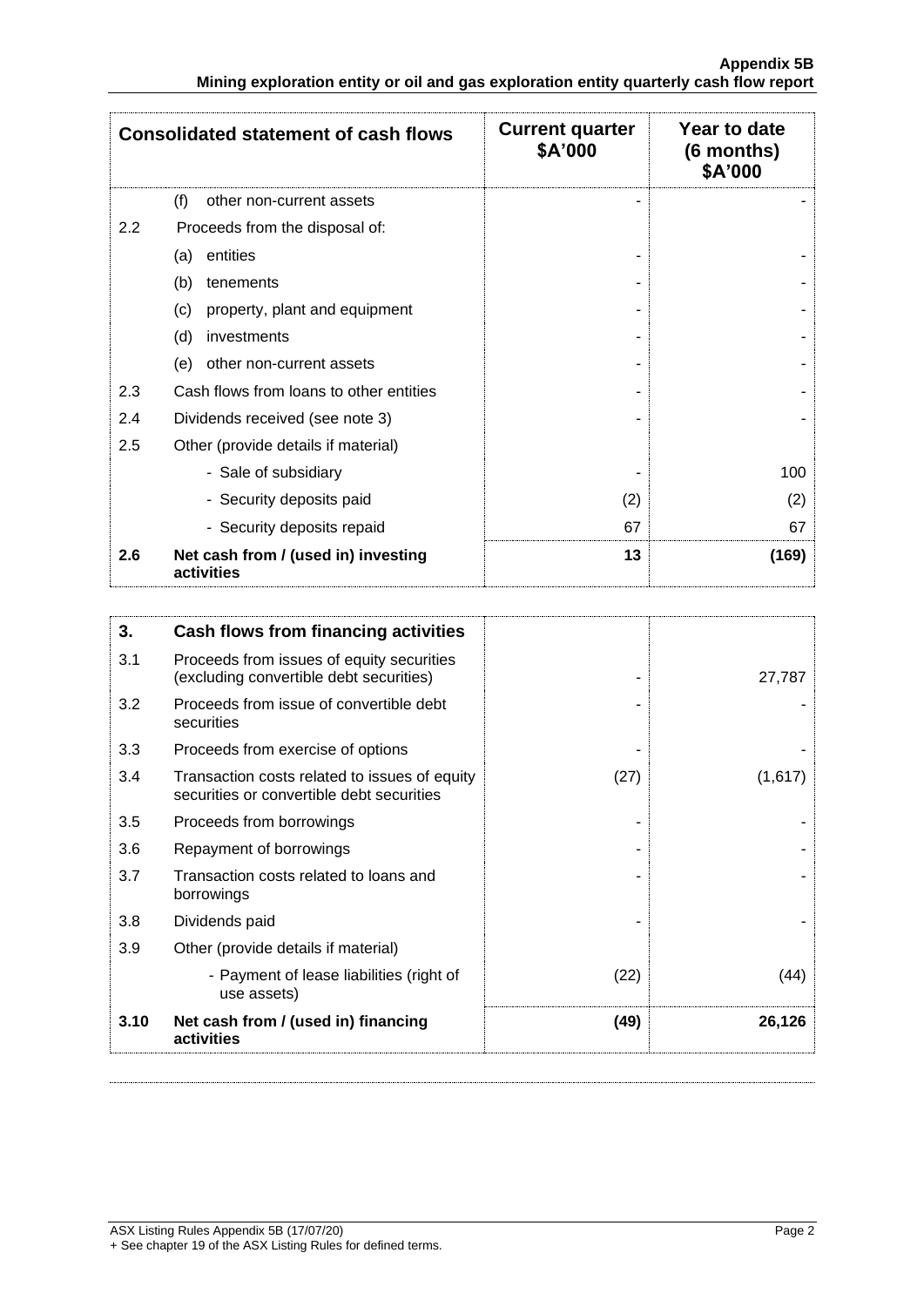| Consolidated statement of cash flows | | Current quarter $A'000 | Year to date (6 months) $A'000 |
|---|---|---|---|
| | (f) other non-current assets | - | - |
| 2.2 | Proceeds from the disposal of: | | |
| | (a) entities | - | - |
| | (b) tenements | - | - |
| | (c) property, plant and equipment | - | - |
| | (d) investments | - | - |
| | (e) other non-current assets | - | - |
| 2.3 | Cash flows from loans to other entities | - | - |
| 2.4 | Dividends received (see note 3) | - | - |
| 2.5 | Other (provide details if material) | | |
| | - Sale of subsidiary | - | 100 |
| | - Security deposits paid | (2) | (2) |
| | - Security deposits repaid | 67 | 67 |
| **2.6** | **Net cash from / (used in) investing activities** | **13** | **(169)** |

| **3.** | **Cash flows from financing activities** | | |
|---|---|---|---|
| 3.1 | Proceeds from issues of equity securities (excluding convertible debt securities) | - | 27,787 |
| 3.2 | Proceeds from issue of convertible debt securities | - | - |
| 3.3 | Proceeds from exercise of options | - | - |
| 3.4 | Transaction costs related to issues of equity securities or convertible debt securities | (27) | (1,617) |
| 3.5 | Proceeds from borrowings | - | - |
| 3.6 | Repayment of borrowings | - | - |
| 3.7 | Transaction costs related to loans and borrowings | - | - |
| 3.8 | Dividends paid | - | - |
| 3.9 | Other (provide details if material) | | |
| | - Payment of lease liabilities (right of use assets) | (22) | (44) |
| **3.10** | **Net cash from / (used in) financing activities** | **(49)** | **26,126** |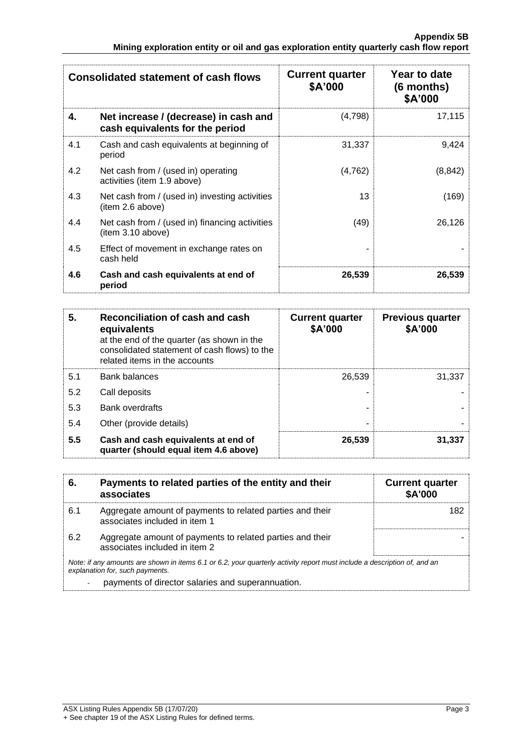| Consolidated statement of cash flows | | Current quarter $A'000 | Year to date (6 months) $A'000 |
|---|---|---|---|
| **4.** | **Net increase / (decrease) in cash and cash equivalents for the period** | | |
| 4.1 | Cash and cash equivalents at beginning of period | 31,337 | 9,424 |
| 4.2 | Net cash from / (used in) operating activities (item 1.9 above) | (4,762) | (8,842) |
| 4.3 | Net cash from / (used in) investing activities (item 2.6 above) | 13 | (169) |
| 4.4 | Net cash from / (used in) financing activities (item 3.10 above) | (49) | 26,126 |
| 4.5 | Effect of movement in exchange rates on cash held | - | - |
| **4.6** | **Cash and cash equivalents at end of period** | **26,539** | **26,539** |

| **5.** | **Reconciliation of cash and cash equivalents** at the end of the quarter (as shown in the consolidated statement of cash flows) to the related items in the accounts | **Current quarter $A'000** | **Previous quarter $A'000** |
|---|---|---|---|
| 5.1 | Bank balances | 26,539 | 31,337 |
| 5.2 | Call deposits | - | - |
| 5.3 | Bank overdrafts | - | - |
| 5.4 | Other (provide details) | - | - |
| **5.5** | **Cash and cash equivalents at end of quarter (should equal item 4.6 above)** | **26,539** | **31,337** |

| **6.** | **Payments to related parties of the entity and their associates** | **Current quarter $A'000** |
|---|---|---|
| 6.1 | Aggregate amount of payments to related parties and their associates included in item 1 | 182 |
| 6.2 | Aggregate amount of payments to related parties and their associates included in item 2 | - |

*Note: if any amounts are shown in items 6.1 or 6.2, your quarterly activity report must include a description of, and an explanation for, such payments.*

- payments of director salaries and superannuation.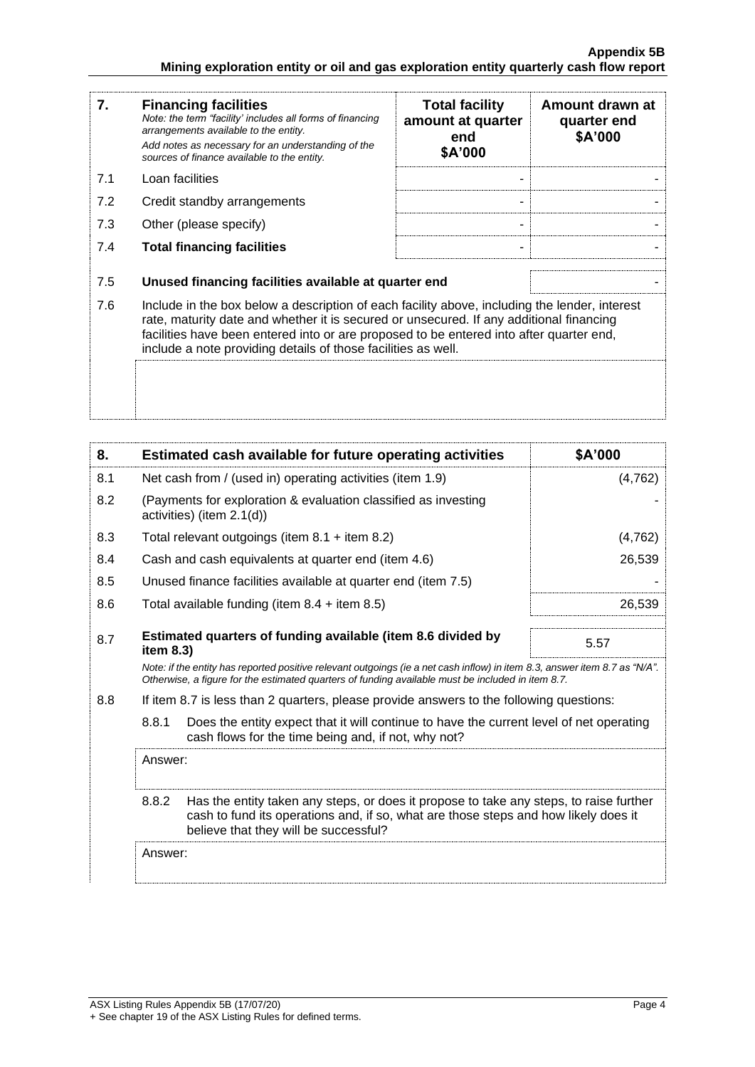| 7. | **Financing facilities**<br>*Note: the term "facility' includes all forms of financing arrangements available to the entity.*<br>*Add notes as necessary for an understanding of the sources of finance available to the entity.* | **Total facility amount at quarter end<br>$A'000** | **Amount drawn at quarter end<br>$A'000** |
|---|---|---|---|
| 7.1 | Loan facilities | - | - |
| 7.2 | Credit standby arrangements | - | - |
| 7.3 | Other (please specify) | - | - |
| 7.4 | **Total financing facilities** | - | - |
| 7.5 | **Unused financing facilities available at quarter end** | | - |
| 7.6 | Include in the box below a description of each facility above, including the lender, interest rate, maturity date and whether it is secured or unsecured. If any additional financing facilities have been entered into or are proposed to be entered into after quarter end, include a note providing details of those facilities as well. | | |
| | | | |

| 8. | **Estimated cash available for future operating activities** | **$A'000** |
|---|---|---|
| 8.1 | Net cash from / (used in) operating activities (item 1.9) | (4,762) |
| 8.2 | (Payments for exploration & evaluation classified as investing activities) (item 2.1(d)) | - |
| 8.3 | Total relevant outgoings (item 8.1 + item 8.2) | (4,762) |
| 8.4 | Cash and cash equivalents at quarter end (item 4.6) | 26,539 |
| 8.5 | Unused finance facilities available at quarter end (item 7.5) | - |
| 8.6 | Total available funding (item 8.4 + item 8.5) | 26,539 |
| 8.7 | **Estimated quarters of funding available (item 8.6 divided by item 8.3)** | 5.57 |

*Note: if the entity has reported positive relevant outgoings (ie a net cash inflow) in item 8.3, answer item 8.7 as "N/A". Otherwise, a figure for the estimated quarters of funding available must be included in item 8.7.*

8.8 If item 8.7 is less than 2 quarters, please provide answers to the following questions:

8.8.1 Does the entity expect that it will continue to have the current level of net operating cash flows for the time being and, if not, why not?

Answer:

8.8.2 Has the entity taken any steps, or does it propose to take any steps, to raise further cash to fund its operations and, if so, what are those steps and how likely does it believe that they will be successful?

Answer: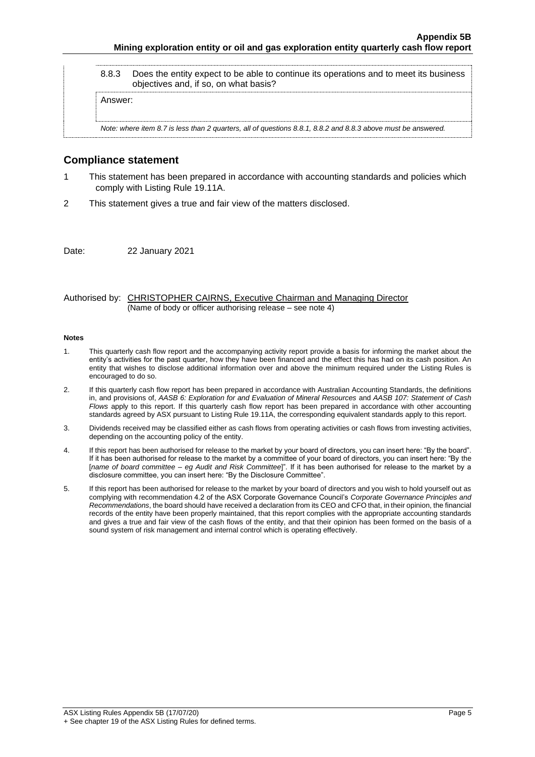| | |
|---|---|
| 8.8.3 | Does the entity expect to be able to continue its operations and to meet its business objectives and, if so, on what basis? |
| Answer: | |

*Note: where item 8.7 is less than 2 quarters, all of questions 8.8.1, 8.8.2 and 8.8.3 above must be answered.*

## Compliance statement

1 This statement has been prepared in accordance with accounting standards and policies which comply with Listing Rule 19.11A.

2 This statement gives a true and fair view of the matters disclosed.

Date: 22 January 2021

Authorised by: CHRISTOPHER CAIRNS, Executive Chairman and Managing Director
(Name of body or officer authorising release – see note 4)

#### Notes

1. This quarterly cash flow report and the accompanying activity report provide a basis for informing the market about the entity's activities for the past quarter, how they have been financed and the effect this has had on its cash position. An entity that wishes to disclose additional information over and above the minimum required under the Listing Rules is encouraged to do so.
2. If this quarterly cash flow report has been prepared in accordance with Australian Accounting Standards, the definitions in, and provisions of, *AASB 6: Exploration for and Evaluation of Mineral Resources* and *AASB 107: Statement of Cash Flows* apply to this report. If this quarterly cash flow report has been prepared in accordance with other accounting standards agreed by ASX pursuant to Listing Rule 19.11A, the corresponding equivalent standards apply to this report.
3. Dividends received may be classified either as cash flows from operating activities or cash flows from investing activities, depending on the accounting policy of the entity.
4. If this report has been authorised for release to the market by your board of directors, you can insert here: "By the board". If it has been authorised for release to the market by a committee of your board of directors, you can insert here: "By the [*name of board committee – eg Audit and Risk Committee*]". If it has been authorised for release to the market by a disclosure committee, you can insert here: "By the Disclosure Committee".
5. If this report has been authorised for release to the market by your board of directors and you wish to hold yourself out as complying with recommendation 4.2 of the ASX Corporate Governance Council's *Corporate Governance Principles and Recommendations*, the board should have received a declaration from its CEO and CFO that, in their opinion, the financial records of the entity have been properly maintained, that this report complies with the appropriate accounting standards and gives a true and fair view of the cash flows of the entity, and that their opinion has been formed on the basis of a sound system of risk management and internal control which is operating effectively.